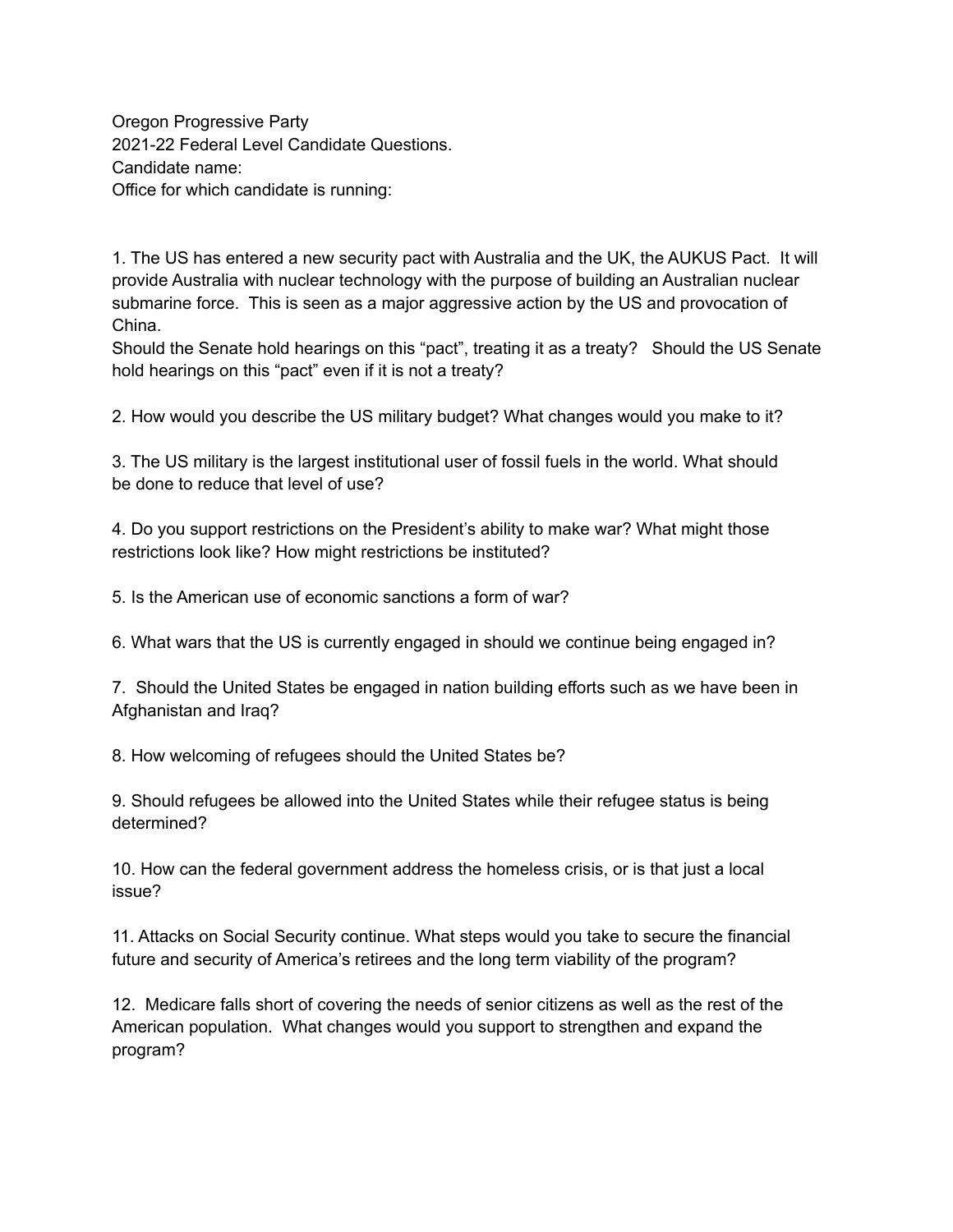Oregon Progressive Party
2021-22 Federal Level Candidate Questions.
Candidate name:
Office for which candidate is running:

1. The US has entered a new security pact with Australia and the UK, the AUKUS Pact. It will provide Australia with nuclear technology with the purpose of building an Australian nuclear submarine force. This is seen as a major aggressive action by the US and provocation of China.
Should the Senate hold hearings on this "pact", treating it as a treaty? Should the US Senate hold hearings on this "pact" even if it is not a treaty?

2. How would you describe the US military budget? What changes would you make to it?

3. The US military is the largest institutional user of fossil fuels in the world. What should be done to reduce that level of use?

4. Do you support restrictions on the President's ability to make war? What might those restrictions look like? How might restrictions be instituted?

5. Is the American use of economic sanctions a form of war?

6. What wars that the US is currently engaged in should we continue being engaged in?

7. Should the United States be engaged in nation building efforts such as we have been in Afghanistan and Iraq?

8. How welcoming of refugees should the United States be?

9. Should refugees be allowed into the United States while their refugee status is being determined?

10. How can the federal government address the homeless crisis, or is that just a local issue?

11. Attacks on Social Security continue. What steps would you take to secure the financial future and security of America's retirees and the long term viability of the program?

12. Medicare falls short of covering the needs of senior citizens as well as the rest of the American population. What changes would you support to strengthen and expand the program?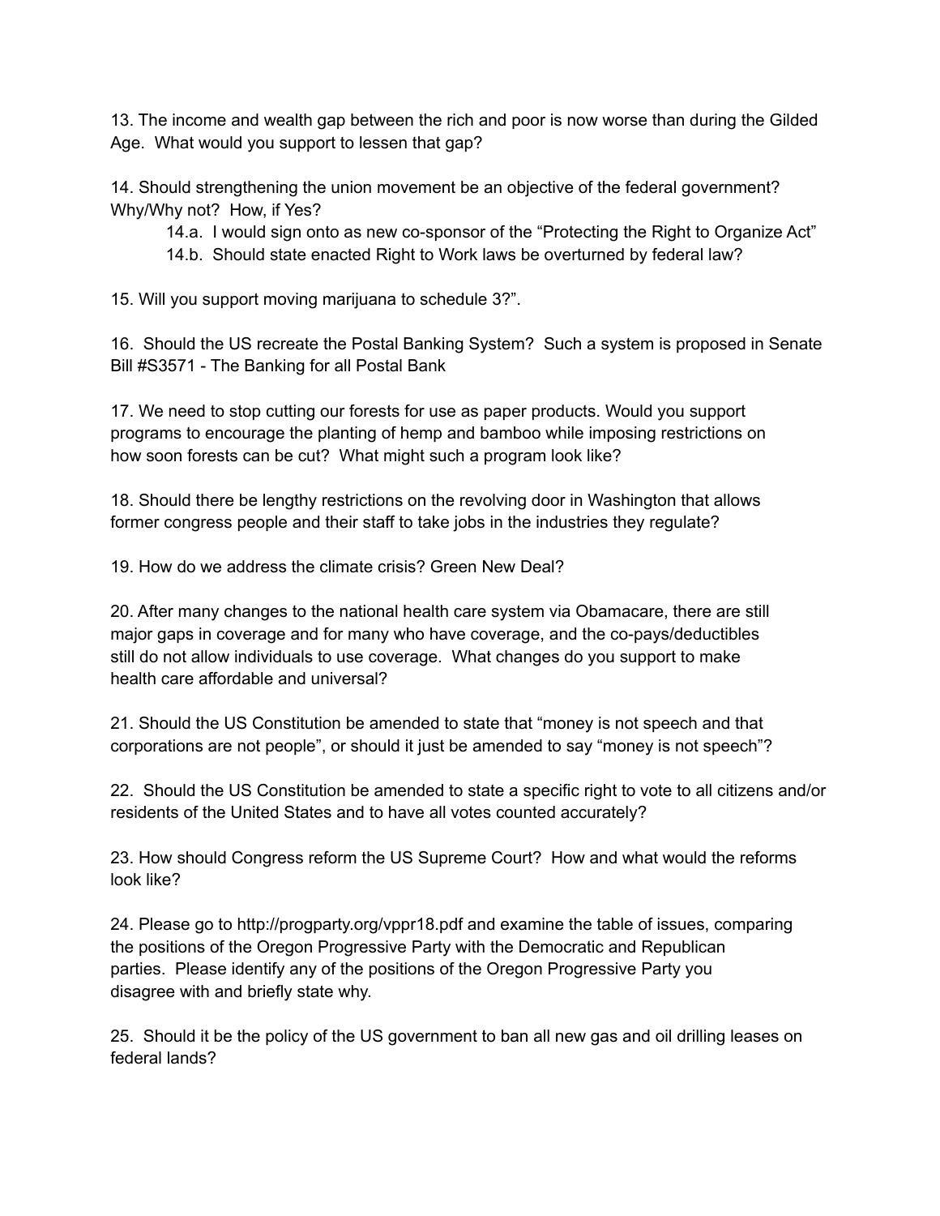13. The income and wealth gap between the rich and poor is now worse than during the Gilded Age.  What would you support to lessen that gap?

14. Should strengthening the union movement be an objective of the federal government? Why/Why not?  How, if Yes?

    14.a.  I would sign onto as new co-sponsor of the "Protecting the Right to Organize Act"

    14.b.  Should state enacted Right to Work laws be overturned by federal law?

15. Will you support moving marijuana to schedule 3?".

16.  Should the US recreate the Postal Banking System?  Such a system is proposed in Senate Bill #S3571 - The Banking for all Postal Bank

17. We need to stop cutting our forests for use as paper products. Would you support programs to encourage the planting of hemp and bamboo while imposing restrictions on how soon forests can be cut?  What might such a program look like?

18. Should there be lengthy restrictions on the revolving door in Washington that allows former congress people and their staff to take jobs in the industries they regulate?

19. How do we address the climate crisis? Green New Deal?

20. After many changes to the national health care system via Obamacare, there are still major gaps in coverage and for many who have coverage, and the co-pays/deductibles still do not allow individuals to use coverage.  What changes do you support to make health care affordable and universal?

21. Should the US Constitution be amended to state that "money is not speech and that corporations are not people", or should it just be amended to say "money is not speech"?

22.  Should the US Constitution be amended to state a specific right to vote to all citizens and/or residents of the United States and to have all votes counted accurately?

23. How should Congress reform the US Supreme Court?  How and what would the reforms look like?

24. Please go to http://progparty.org/vppr18.pdf and examine the table of issues, comparing the positions of the Oregon Progressive Party with the Democratic and Republican parties.  Please identify any of the positions of the Oregon Progressive Party you disagree with and briefly state why.

25.  Should it be the policy of the US government to ban all new gas and oil drilling leases on federal lands?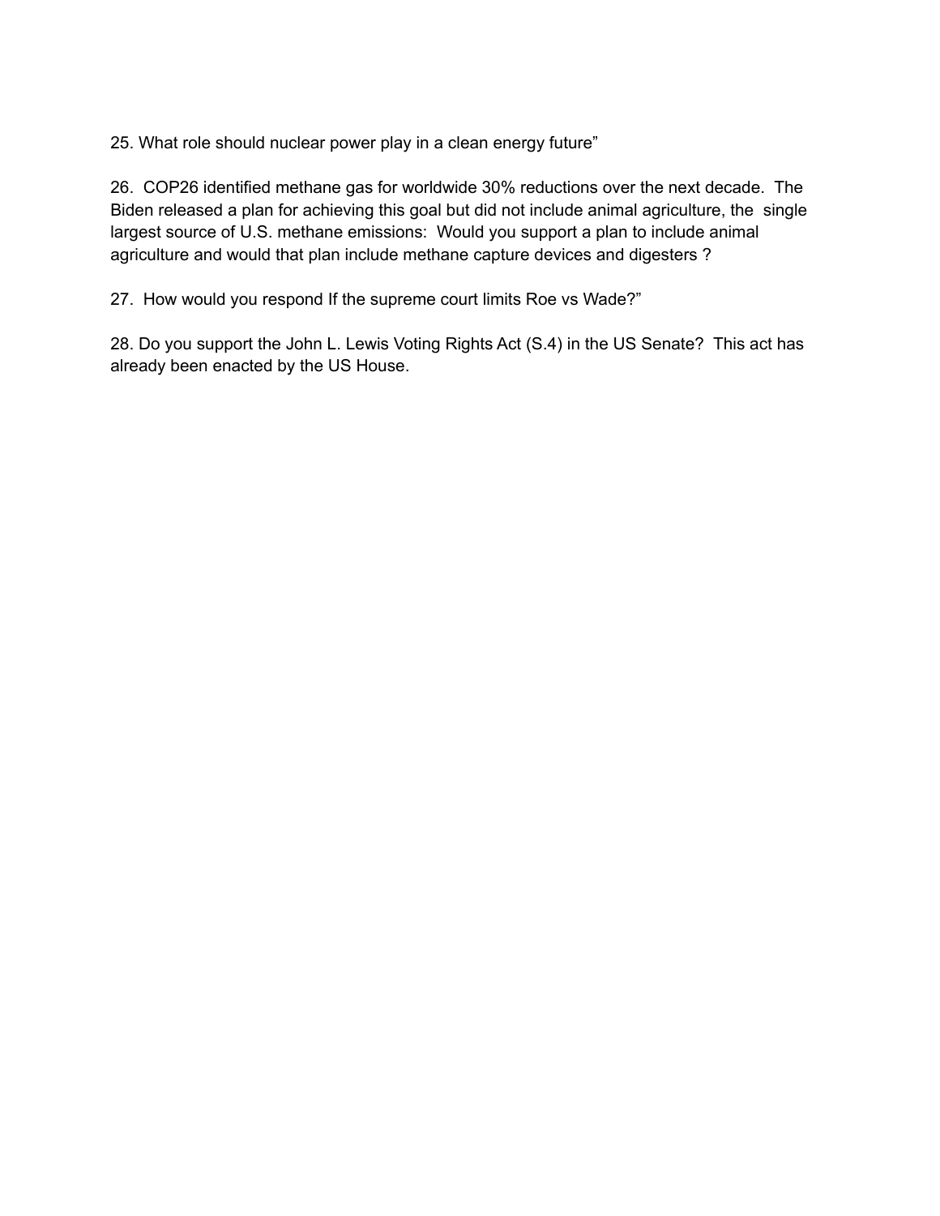25. What role should nuclear power play in a clean energy future"

26. COP26 identified methane gas for worldwide 30% reductions over the next decade. The Biden released a plan for achieving this goal but did not include animal agriculture, the single largest source of U.S. methane emissions: Would you support a plan to include animal agriculture and would that plan include methane capture devices and digesters ?

27. How would you respond If the supreme court limits Roe vs Wade?"

28. Do you support the John L. Lewis Voting Rights Act (S.4) in the US Senate? This act has already been enacted by the US House.